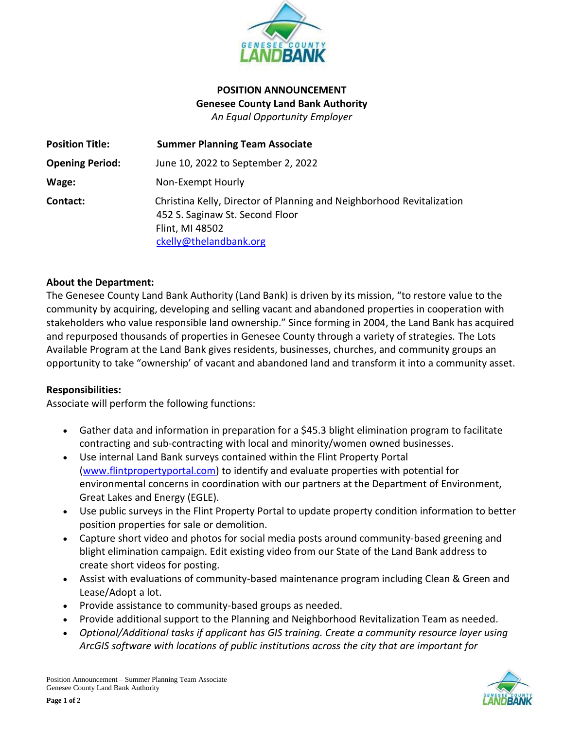**POSITION ANNOUNCEMENT**
**Genesee County Land Bank Authority**
*An Equal Opportunity Employer*

| | |
|---|---|
| **Position Title:** | **Summer Planning Team Associate** |
| **Opening Period:** | June 10, 2022 to September 2, 2022 |
| **Wage:** | Non-Exempt Hourly |
| **Contact:** | Christina Kelly, Director of Planning and Neighborhood Revitalization<br>452 S. Saginaw St. Second Floor<br>Flint, MI 48502<br>ckelly@thelandbank.org |

**About the Department:**

The Genesee County Land Bank Authority (Land Bank) is driven by its mission, "to restore value to the community by acquiring, developing and selling vacant and abandoned properties in cooperation with stakeholders who value responsible land ownership." Since forming in 2004, the Land Bank has acquired and repurposed thousands of properties in Genesee County through a variety of strategies. The Lots Available Program at the Land Bank gives residents, businesses, churches, and community groups an opportunity to take "ownership' of vacant and abandoned land and transform it into a community asset.

**Responsibilities:**

Associate will perform the following functions:

- Gather data and information in preparation for a $45.3 blight elimination program to facilitate contracting and sub-contracting with local and minority/women owned businesses.
- Use internal Land Bank surveys contained within the Flint Property Portal (www.flintpropertyportal.com) to identify and evaluate properties with potential for environmental concerns in coordination with our partners at the Department of Environment, Great Lakes and Energy (EGLE).
- Use public surveys in the Flint Property Portal to update property condition information to better position properties for sale or demolition.
- Capture short video and photos for social media posts around community-based greening and blight elimination campaign. Edit existing video from our State of the Land Bank address to create short videos for posting.
- Assist with evaluations of community-based maintenance program including Clean & Green and Lease/Adopt a lot.
- Provide assistance to community-based groups as needed.
- Provide additional support to the Planning and Neighborhood Revitalization Team as needed.
- *Optional/Additional tasks if applicant has GIS training. Create a community resource layer using ArcGIS software with locations of public institutions across the city that are important for*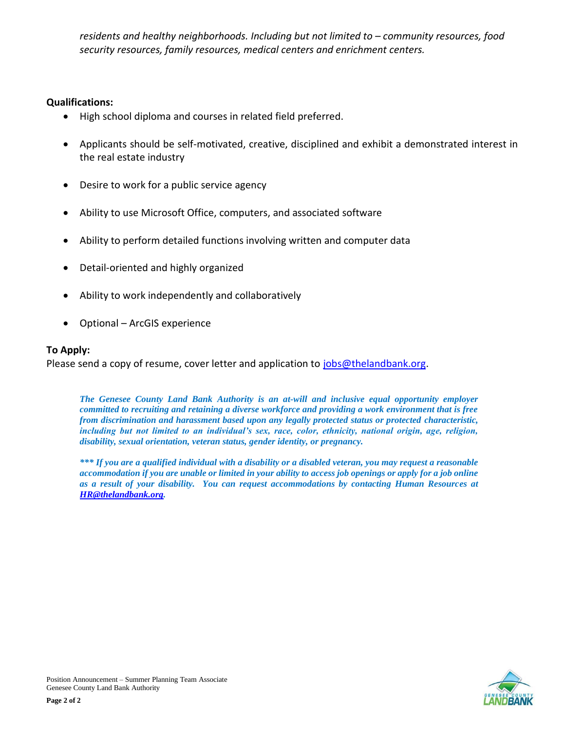*residents and healthy neighborhoods. Including but not limited to – community resources, food security resources, family resources, medical centers and enrichment centers.*

**Qualifications:**

- High school diploma and courses in related field preferred.
- Applicants should be self-motivated, creative, disciplined and exhibit a demonstrated interest in the real estate industry
- Desire to work for a public service agency
- Ability to use Microsoft Office, computers, and associated software
- Ability to perform detailed functions involving written and computer data
- Detail-oriented and highly organized
- Ability to work independently and collaboratively
- Optional – ArcGIS experience

**To Apply:**

Please send a copy of resume, cover letter and application to jobs@thelandbank.org.

***The Genesee County Land Bank Authority is an at-will and inclusive equal opportunity employer committed to recruiting and retaining a diverse workforce and providing a work environment that is free from discrimination and harassment based upon any legally protected status or protected characteristic, including but not limited to an individual's sex, race, color, ethnicity, national origin, age, religion, disability, sexual orientation, veteran status, gender identity, or pregnancy.***

****** If you are a qualified individual with a disability or a disabled veteran, you may request a reasonable accommodation if you are unable or limited in your ability to access job openings or apply for a job online as a result of your disability. You can request accommodations by contacting Human Resources at HR@thelandbank.org.***